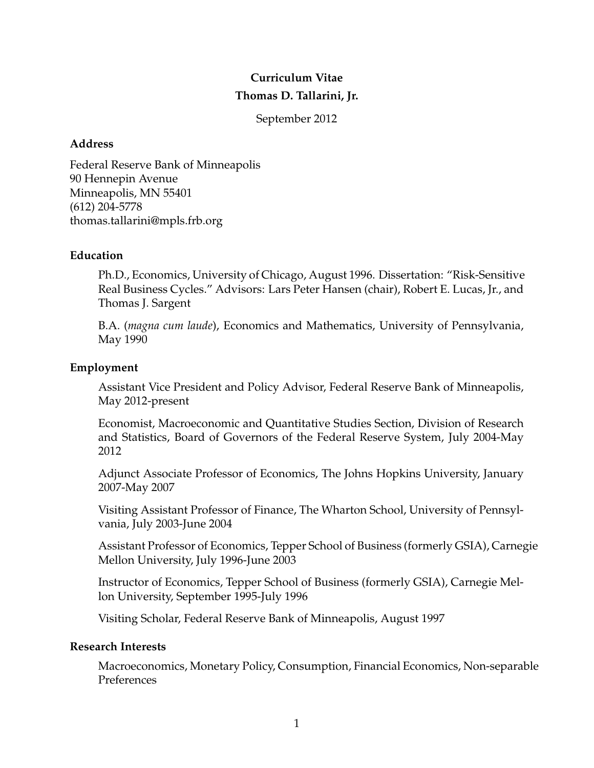# Curriculum Vitae

# Thomas D. Tallarini, Jr.

September 2012

## Address

Federal Reserve Bank of Minneapolis
90 Hennepin Avenue
Minneapolis, MN 55401
(612) 204-5778
thomas.tallarini@mpls.frb.org

## Education

Ph.D., Economics, University of Chicago, August 1996. Dissertation: "Risk-Sensitive Real Business Cycles." Advisors: Lars Peter Hansen (chair), Robert E. Lucas, Jr., and Thomas J. Sargent

B.A. (*magna cum laude*), Economics and Mathematics, University of Pennsylvania, May 1990

## Employment

Assistant Vice President and Policy Advisor, Federal Reserve Bank of Minneapolis, May 2012-present

Economist, Macroeconomic and Quantitative Studies Section, Division of Research and Statistics, Board of Governors of the Federal Reserve System, July 2004-May 2012

Adjunct Associate Professor of Economics, The Johns Hopkins University, January 2007-May 2007

Visiting Assistant Professor of Finance, The Wharton School, University of Pennsylvania, July 2003-June 2004

Assistant Professor of Economics, Tepper School of Business (formerly GSIA), Carnegie Mellon University, July 1996-June 2003

Instructor of Economics, Tepper School of Business (formerly GSIA), Carnegie Mellon University, September 1995-July 1996

Visiting Scholar, Federal Reserve Bank of Minneapolis, August 1997

## Research Interests

Macroeconomics, Monetary Policy, Consumption, Financial Economics, Non-separable Preferences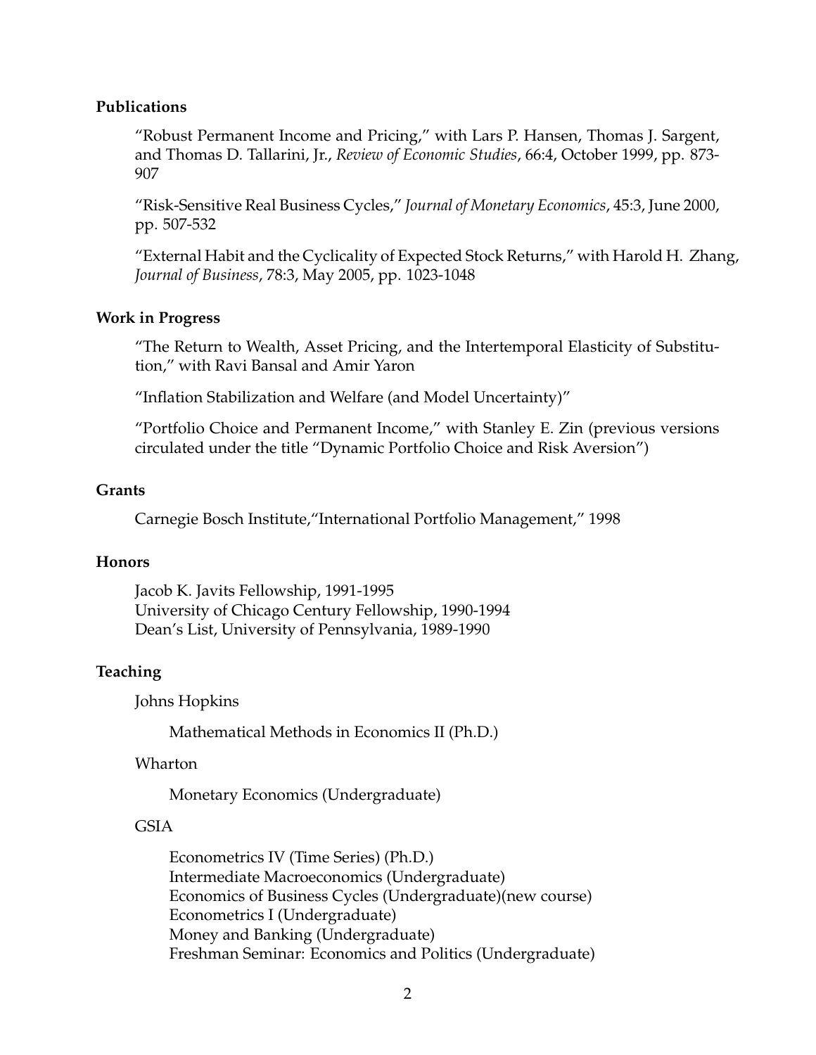## Publications

"Robust Permanent Income and Pricing," with Lars P. Hansen, Thomas J. Sargent, and Thomas D. Tallarini, Jr., *Review of Economic Studies*, 66:4, October 1999, pp. 873-907

"Risk-Sensitive Real Business Cycles," *Journal of Monetary Economics*, 45:3, June 2000, pp. 507-532

"External Habit and the Cyclicality of Expected Stock Returns," with Harold H. Zhang, *Journal of Business*, 78:3, May 2005, pp. 1023-1048

## Work in Progress

"The Return to Wealth, Asset Pricing, and the Intertemporal Elasticity of Substitution," with Ravi Bansal and Amir Yaron

"Inflation Stabilization and Welfare (and Model Uncertainty)"

"Portfolio Choice and Permanent Income," with Stanley E. Zin (previous versions circulated under the title "Dynamic Portfolio Choice and Risk Aversion")

## Grants

Carnegie Bosch Institute,"International Portfolio Management," 1998

## Honors

Jacob K. Javits Fellowship, 1991-1995
University of Chicago Century Fellowship, 1990-1994
Dean's List, University of Pennsylvania, 1989-1990

## Teaching

Johns Hopkins

- Mathematical Methods in Economics II (Ph.D.)

Wharton

- Monetary Economics (Undergraduate)

GSIA

- Econometrics IV (Time Series) (Ph.D.)
- Intermediate Macroeconomics (Undergraduate)
- Economics of Business Cycles (Undergraduate)(new course)
- Econometrics I (Undergraduate)
- Money and Banking (Undergraduate)
- Freshman Seminar: Economics and Politics (Undergraduate)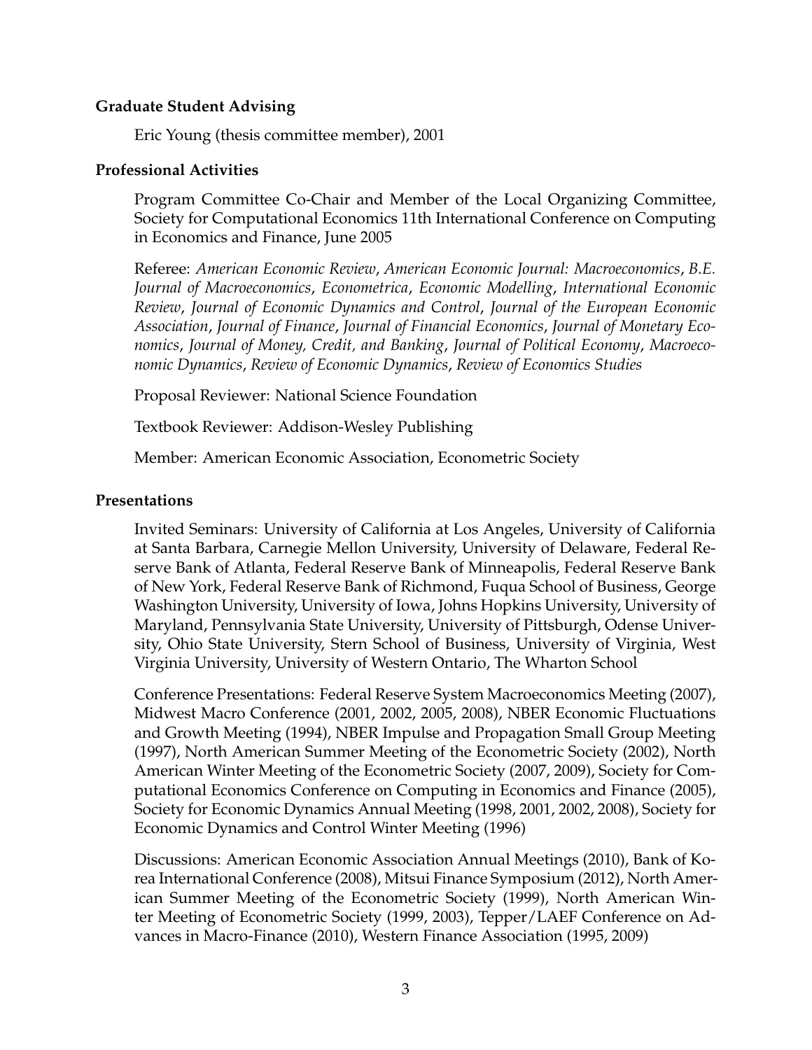### Graduate Student Advising

Eric Young (thesis committee member), 2001

### Professional Activities

Program Committee Co-Chair and Member of the Local Organizing Committee, Society for Computational Economics 11th International Conference on Computing in Economics and Finance, June 2005

Referee: *American Economic Review*, *American Economic Journal: Macroeconomics*, *B.E. Journal of Macroeconomics*, *Econometrica*, *Economic Modelling*, *International Economic Review*, *Journal of Economic Dynamics and Control*, *Journal of the European Economic Association*, *Journal of Finance*, *Journal of Financial Economics*, *Journal of Monetary Economics*, *Journal of Money, Credit, and Banking*, *Journal of Political Economy*, *Macroeconomic Dynamics*, *Review of Economic Dynamics*, *Review of Economics Studies*

Proposal Reviewer: National Science Foundation

Textbook Reviewer: Addison-Wesley Publishing

Member: American Economic Association, Econometric Society

### Presentations

Invited Seminars: University of California at Los Angeles, University of California at Santa Barbara, Carnegie Mellon University, University of Delaware, Federal Reserve Bank of Atlanta, Federal Reserve Bank of Minneapolis, Federal Reserve Bank of New York, Federal Reserve Bank of Richmond, Fuqua School of Business, George Washington University, University of Iowa, Johns Hopkins University, University of Maryland, Pennsylvania State University, University of Pittsburgh, Odense University, Ohio State University, Stern School of Business, University of Virginia, West Virginia University, University of Western Ontario, The Wharton School

Conference Presentations: Federal Reserve System Macroeconomics Meeting (2007), Midwest Macro Conference (2001, 2002, 2005, 2008), NBER Economic Fluctuations and Growth Meeting (1994), NBER Impulse and Propagation Small Group Meeting (1997), North American Summer Meeting of the Econometric Society (2002), North American Winter Meeting of the Econometric Society (2007, 2009), Society for Computational Economics Conference on Computing in Economics and Finance (2005), Society for Economic Dynamics Annual Meeting (1998, 2001, 2002, 2008), Society for Economic Dynamics and Control Winter Meeting (1996)

Discussions: American Economic Association Annual Meetings (2010), Bank of Korea International Conference (2008), Mitsui Finance Symposium (2012), North American Summer Meeting of the Econometric Society (1999), North American Winter Meeting of Econometric Society (1999, 2003), Tepper/LAEF Conference on Advances in Macro-Finance (2010), Western Finance Association (1995, 2009)